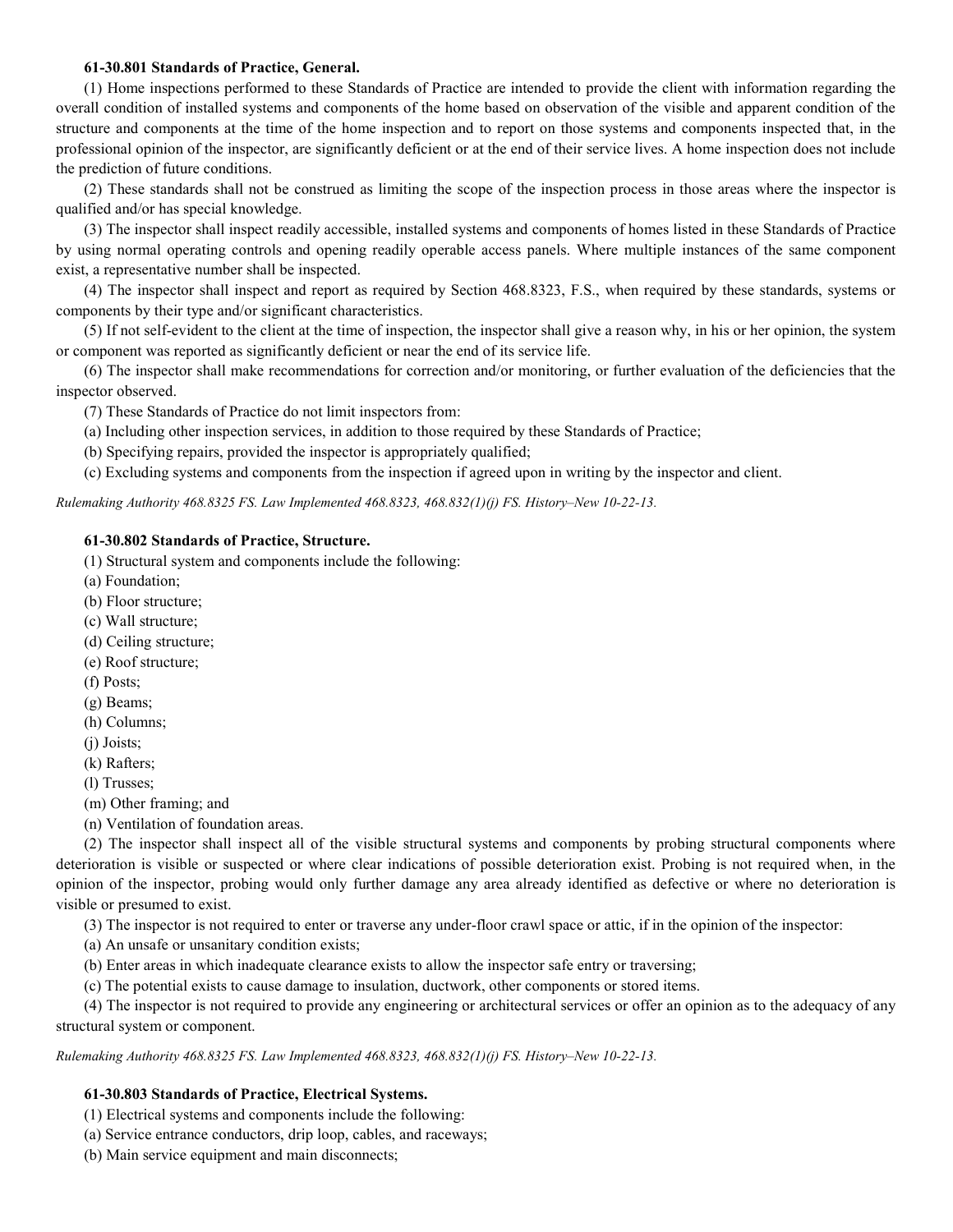**61-30.801 Standards of Practice, General.**

(1) Home inspections performed to these Standards of Practice are intended to provide the client with information regarding the overall condition of installed systems and components of the home based on observation of the visible and apparent condition of the structure and components at the time of the home inspection and to report on those systems and components inspected that, in the professional opinion of the inspector, are significantly deficient or at the end of their service lives. A home inspection does not include the prediction of future conditions.

(2) These standards shall not be construed as limiting the scope of the inspection process in those areas where the inspector is qualified and/or has special knowledge.

(3) The inspector shall inspect readily accessible, installed systems and components of homes listed in these Standards of Practice by using normal operating controls and opening readily operable access panels. Where multiple instances of the same component exist, a representative number shall be inspected.

(4) The inspector shall inspect and report as required by Section 468.8323, F.S., when required by these standards, systems or components by their type and/or significant characteristics.

(5) If not self-evident to the client at the time of inspection, the inspector shall give a reason why, in his or her opinion, the system or component was reported as significantly deficient or near the end of its service life.

(6) The inspector shall make recommendations for correction and/or monitoring, or further evaluation of the deficiencies that the inspector observed.

(7) These Standards of Practice do not limit inspectors from:

(a) Including other inspection services, in addition to those required by these Standards of Practice;

(b) Specifying repairs, provided the inspector is appropriately qualified;

(c) Excluding systems and components from the inspection if agreed upon in writing by the inspector and client.

*Rulemaking Authority 468.8325 FS. Law Implemented 468.8323, 468.832(1)(j) FS. History–New 10-22-13.*

**61-30.802 Standards of Practice, Structure.**

(1) Structural system and components include the following:

(a) Foundation;

(b) Floor structure;

(c) Wall structure;

(d) Ceiling structure;

(e) Roof structure;

(f) Posts;

(g) Beams;

(h) Columns;

(j) Joists;

(k) Rafters;

(l) Trusses;

(m) Other framing; and

(n) Ventilation of foundation areas.

(2) The inspector shall inspect all of the visible structural systems and components by probing structural components where deterioration is visible or suspected or where clear indications of possible deterioration exist. Probing is not required when, in the opinion of the inspector, probing would only further damage any area already identified as defective or where no deterioration is visible or presumed to exist.

(3) The inspector is not required to enter or traverse any under-floor crawl space or attic, if in the opinion of the inspector:

(a) An unsafe or unsanitary condition exists;

(b) Enter areas in which inadequate clearance exists to allow the inspector safe entry or traversing;

(c) The potential exists to cause damage to insulation, ductwork, other components or stored items.

(4) The inspector is not required to provide any engineering or architectural services or offer an opinion as to the adequacy of any structural system or component.

*Rulemaking Authority 468.8325 FS. Law Implemented 468.8323, 468.832(1)(j) FS. History–New 10-22-13.*

**61-30.803 Standards of Practice, Electrical Systems.**

(1) Electrical systems and components include the following:

(a) Service entrance conductors, drip loop, cables, and raceways;

(b) Main service equipment and main disconnects;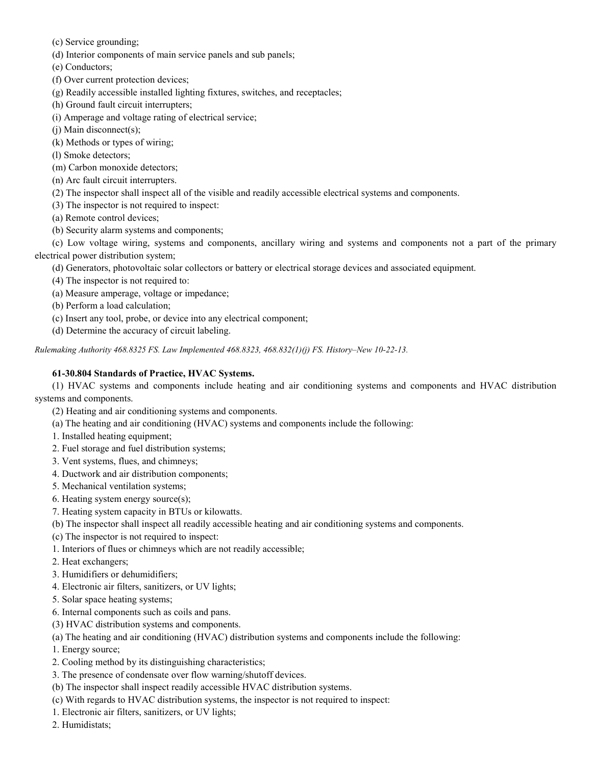(c) Service grounding;

(d) Interior components of main service panels and sub panels;

(e) Conductors;

(f) Over current protection devices;

(g) Readily accessible installed lighting fixtures, switches, and receptacles;

(h) Ground fault circuit interrupters;

(i) Amperage and voltage rating of electrical service;

(j) Main disconnect(s);

(k) Methods or types of wiring;

(l) Smoke detectors;

(m) Carbon monoxide detectors;

(n) Arc fault circuit interrupters.

(2) The inspector shall inspect all of the visible and readily accessible electrical systems and components.

(3) The inspector is not required to inspect:

(a) Remote control devices;

(b) Security alarm systems and components;

(c) Low voltage wiring, systems and components, ancillary wiring and systems and components not a part of the primary electrical power distribution system;

(d) Generators, photovoltaic solar collectors or battery or electrical storage devices and associated equipment.

(4) The inspector is not required to:

(a) Measure amperage, voltage or impedance;

(b) Perform a load calculation;

(c) Insert any tool, probe, or device into any electrical component;

(d) Determine the accuracy of circuit labeling.

*Rulemaking Authority 468.8325 FS. Law Implemented 468.8323, 468.832(1)(j) FS. History–New 10-22-13.*

**61-30.804 Standards of Practice, HVAC Systems.**

(1) HVAC systems and components include heating and air conditioning systems and components and HVAC distribution systems and components.

(2) Heating and air conditioning systems and components.

(a) The heating and air conditioning (HVAC) systems and components include the following:

1. Installed heating equipment;
2. Fuel storage and fuel distribution systems;
3. Vent systems, flues, and chimneys;
4. Ductwork and air distribution components;
5. Mechanical ventilation systems;
6. Heating system energy source(s);
7. Heating system capacity in BTUs or kilowatts.

(b) The inspector shall inspect all readily accessible heating and air conditioning systems and components.

(c) The inspector is not required to inspect:

1. Interiors of flues or chimneys which are not readily accessible;
2. Heat exchangers;
3. Humidifiers or dehumidifiers;
4. Electronic air filters, sanitizers, or UV lights;
5. Solar space heating systems;
6. Internal components such as coils and pans.

(3) HVAC distribution systems and components.

(a) The heating and air conditioning (HVAC) distribution systems and components include the following:

1. Energy source;
2. Cooling method by its distinguishing characteristics;
3. The presence of condensate over flow warning/shutoff devices.

(b) The inspector shall inspect readily accessible HVAC distribution systems.

(c) With regards to HVAC distribution systems, the inspector is not required to inspect:

1. Electronic air filters, sanitizers, or UV lights;
2. Humidistats;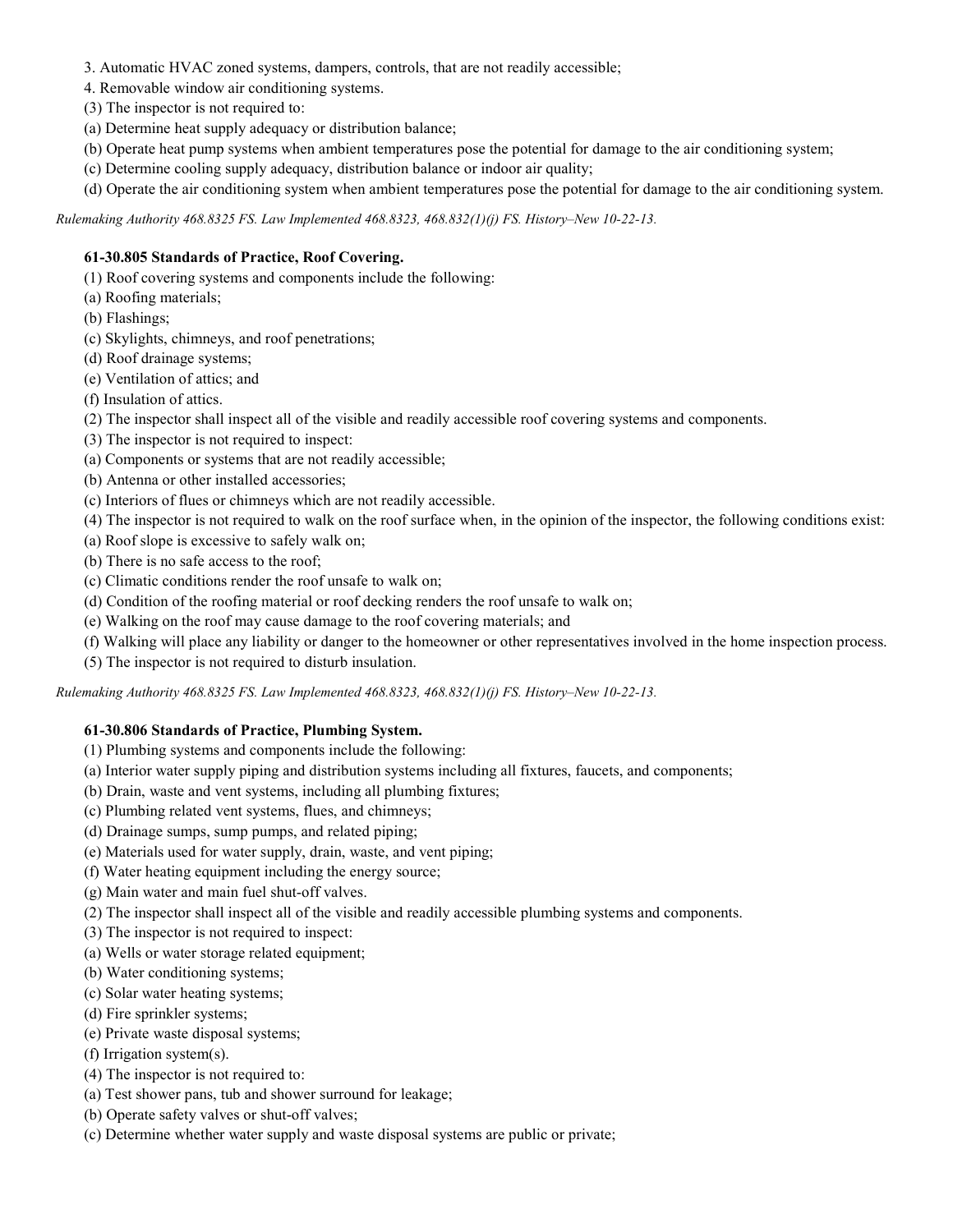3. Automatic HVAC zoned systems, dampers, controls, that are not readily accessible;
4. Removable window air conditioning systems.
(3) The inspector is not required to:
(a) Determine heat supply adequacy or distribution balance;
(b) Operate heat pump systems when ambient temperatures pose the potential for damage to the air conditioning system;
(c) Determine cooling supply adequacy, distribution balance or indoor air quality;
(d) Operate the air conditioning system when ambient temperatures pose the potential for damage to the air conditioning system.

*Rulemaking Authority 468.8325 FS. Law Implemented 468.8323, 468.832(1)(j) FS. History–New 10-22-13.*

### 61-30.805 Standards of Practice, Roof Covering.

(1) Roof covering systems and components include the following:
(a) Roofing materials;
(b) Flashings;
(c) Skylights, chimneys, and roof penetrations;
(d) Roof drainage systems;
(e) Ventilation of attics; and
(f) Insulation of attics.
(2) The inspector shall inspect all of the visible and readily accessible roof covering systems and components.
(3) The inspector is not required to inspect:
(a) Components or systems that are not readily accessible;
(b) Antenna or other installed accessories;
(c) Interiors of flues or chimneys which are not readily accessible.
(4) The inspector is not required to walk on the roof surface when, in the opinion of the inspector, the following conditions exist:
(a) Roof slope is excessive to safely walk on;
(b) There is no safe access to the roof;
(c) Climatic conditions render the roof unsafe to walk on;
(d) Condition of the roofing material or roof decking renders the roof unsafe to walk on;
(e) Walking on the roof may cause damage to the roof covering materials; and
(f) Walking will place any liability or danger to the homeowner or other representatives involved in the home inspection process.
(5) The inspector is not required to disturb insulation.

*Rulemaking Authority 468.8325 FS. Law Implemented 468.8323, 468.832(1)(j) FS. History–New 10-22-13.*

### 61-30.806 Standards of Practice, Plumbing System.

(1) Plumbing systems and components include the following:
(a) Interior water supply piping and distribution systems including all fixtures, faucets, and components;
(b) Drain, waste and vent systems, including all plumbing fixtures;
(c) Plumbing related vent systems, flues, and chimneys;
(d) Drainage sumps, sump pumps, and related piping;
(e) Materials used for water supply, drain, waste, and vent piping;
(f) Water heating equipment including the energy source;
(g) Main water and main fuel shut-off valves.
(2) The inspector shall inspect all of the visible and readily accessible plumbing systems and components.
(3) The inspector is not required to inspect:
(a) Wells or water storage related equipment;
(b) Water conditioning systems;
(c) Solar water heating systems;
(d) Fire sprinkler systems;
(e) Private waste disposal systems;
(f) Irrigation system(s).
(4) The inspector is not required to:
(a) Test shower pans, tub and shower surround for leakage;
(b) Operate safety valves or shut-off valves;
(c) Determine whether water supply and waste disposal systems are public or private;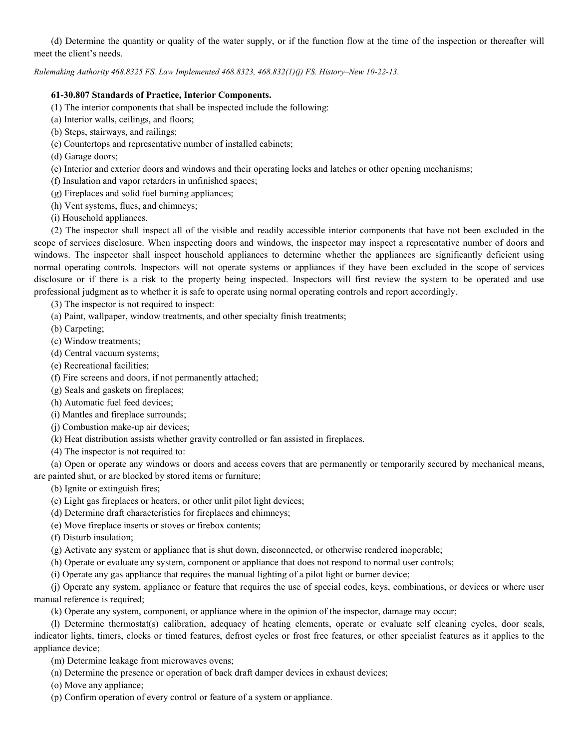(d) Determine the quantity or quality of the water supply, or if the function flow at the time of the inspection or thereafter will meet the client's needs.

*Rulemaking Authority 468.8325 FS. Law Implemented 468.8323, 468.832(1)(j) FS. History–New 10-22-13.*

**61-30.807 Standards of Practice, Interior Components.**

(1) The interior components that shall be inspected include the following:

(a) Interior walls, ceilings, and floors;

(b) Steps, stairways, and railings;

(c) Countertops and representative number of installed cabinets;

(d) Garage doors;

(e) Interior and exterior doors and windows and their operating locks and latches or other opening mechanisms;

(f) Insulation and vapor retarders in unfinished spaces;

(g) Fireplaces and solid fuel burning appliances;

(h) Vent systems, flues, and chimneys;

(i) Household appliances.

(2) The inspector shall inspect all of the visible and readily accessible interior components that have not been excluded in the scope of services disclosure. When inspecting doors and windows, the inspector may inspect a representative number of doors and windows. The inspector shall inspect household appliances to determine whether the appliances are significantly deficient using normal operating controls. Inspectors will not operate systems or appliances if they have been excluded in the scope of services disclosure or if there is a risk to the property being inspected. Inspectors will first review the system to be operated and use professional judgment as to whether it is safe to operate using normal operating controls and report accordingly.

(3) The inspector is not required to inspect:

(a) Paint, wallpaper, window treatments, and other specialty finish treatments;

(b) Carpeting;

(c) Window treatments;

(d) Central vacuum systems;

(e) Recreational facilities;

(f) Fire screens and doors, if not permanently attached;

(g) Seals and gaskets on fireplaces;

(h) Automatic fuel feed devices;

(i) Mantles and fireplace surrounds;

(j) Combustion make-up air devices;

(k) Heat distribution assists whether gravity controlled or fan assisted in fireplaces.

(4) The inspector is not required to:

(a) Open or operate any windows or doors and access covers that are permanently or temporarily secured by mechanical means, are painted shut, or are blocked by stored items or furniture;

(b) Ignite or extinguish fires;

(c) Light gas fireplaces or heaters, or other unlit pilot light devices;

(d) Determine draft characteristics for fireplaces and chimneys;

(e) Move fireplace inserts or stoves or firebox contents;

(f) Disturb insulation;

(g) Activate any system or appliance that is shut down, disconnected, or otherwise rendered inoperable;

(h) Operate or evaluate any system, component or appliance that does not respond to normal user controls;

(i) Operate any gas appliance that requires the manual lighting of a pilot light or burner device;

(j) Operate any system, appliance or feature that requires the use of special codes, keys, combinations, or devices or where user manual reference is required;

(k) Operate any system, component, or appliance where in the opinion of the inspector, damage may occur;

(l) Determine thermostat(s) calibration, adequacy of heating elements, operate or evaluate self cleaning cycles, door seals, indicator lights, timers, clocks or timed features, defrost cycles or frost free features, or other specialist features as it applies to the appliance device;

(m) Determine leakage from microwaves ovens;

(n) Determine the presence or operation of back draft damper devices in exhaust devices;

(o) Move any appliance;

(p) Confirm operation of every control or feature of a system or appliance.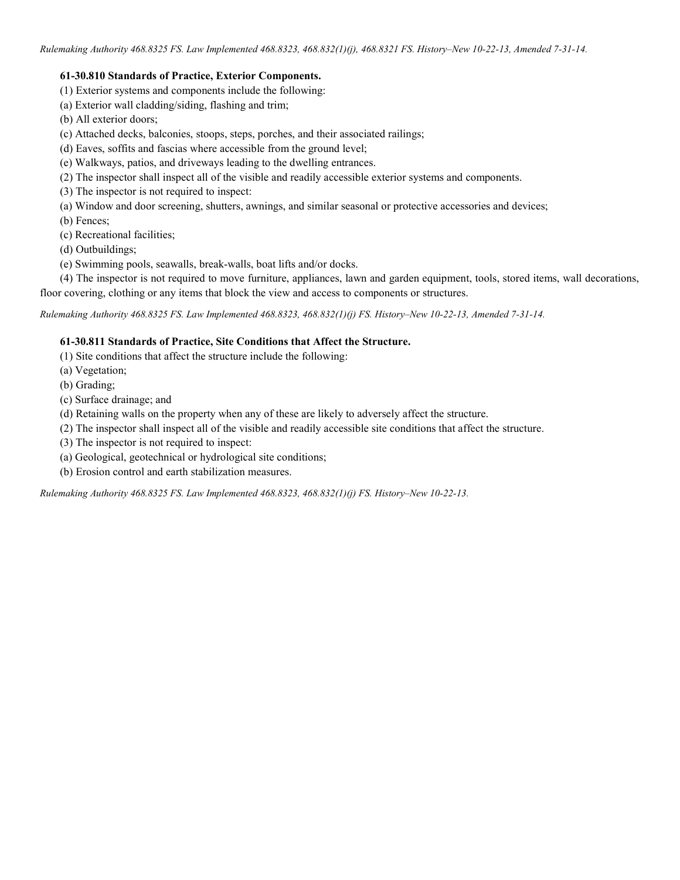*Rulemaking Authority 468.8325 FS. Law Implemented 468.8323, 468.832(1)(j), 468.8321 FS. History–New 10-22-13, Amended 7-31-14.*

**61-30.810 Standards of Practice, Exterior Components.**

(1) Exterior systems and components include the following:

(a) Exterior wall cladding/siding, flashing and trim;

(b) All exterior doors;

(c) Attached decks, balconies, stoops, steps, porches, and their associated railings;

(d) Eaves, soffits and fascias where accessible from the ground level;

(e) Walkways, patios, and driveways leading to the dwelling entrances.

(2) The inspector shall inspect all of the visible and readily accessible exterior systems and components.

(3) The inspector is not required to inspect:

(a) Window and door screening, shutters, awnings, and similar seasonal or protective accessories and devices;

(b) Fences;

(c) Recreational facilities;

(d) Outbuildings;

(e) Swimming pools, seawalls, break-walls, boat lifts and/or docks.

(4) The inspector is not required to move furniture, appliances, lawn and garden equipment, tools, stored items, wall decorations, floor covering, clothing or any items that block the view and access to components or structures.

*Rulemaking Authority 468.8325 FS. Law Implemented 468.8323, 468.832(1)(j) FS. History–New 10-22-13, Amended 7-31-14.*

**61-30.811 Standards of Practice, Site Conditions that Affect the Structure.**

(1) Site conditions that affect the structure include the following:

(a) Vegetation;

(b) Grading;

(c) Surface drainage; and

(d) Retaining walls on the property when any of these are likely to adversely affect the structure.

(2) The inspector shall inspect all of the visible and readily accessible site conditions that affect the structure.

(3) The inspector is not required to inspect:

(a) Geological, geotechnical or hydrological site conditions;

(b) Erosion control and earth stabilization measures.

*Rulemaking Authority 468.8325 FS. Law Implemented 468.8323, 468.832(1)(j) FS. History–New 10-22-13.*